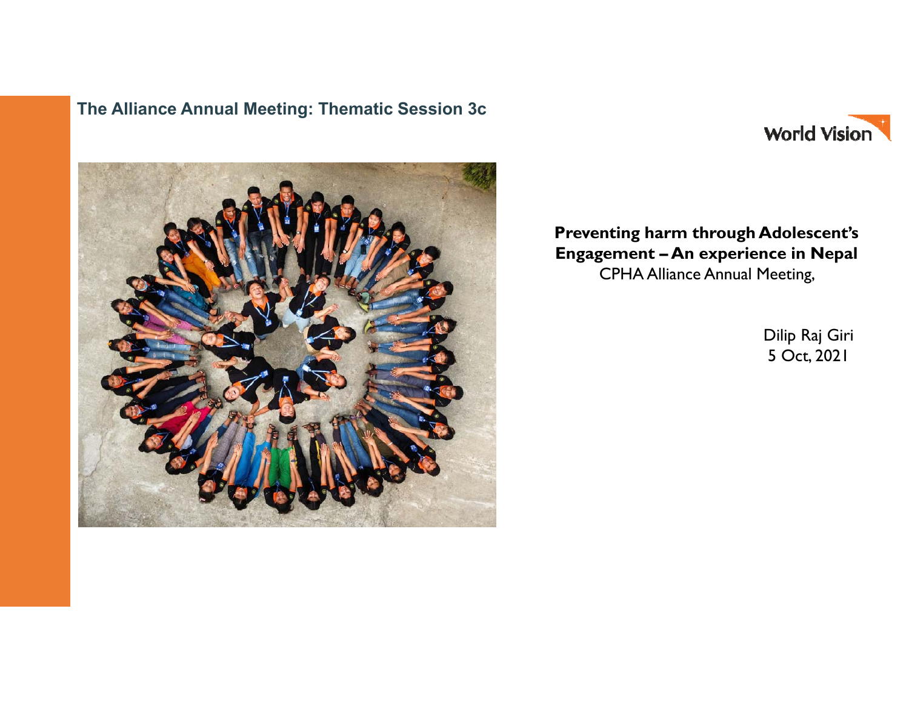The Alliance Annual Meeting: Thematic Session 3c

World Vision

**Preventing harm through Adolescent's Engagement – An experience in Nepal**

CPHA Alliance Annual Meeting,

Dilip Raj Giri

5 Oct, 2021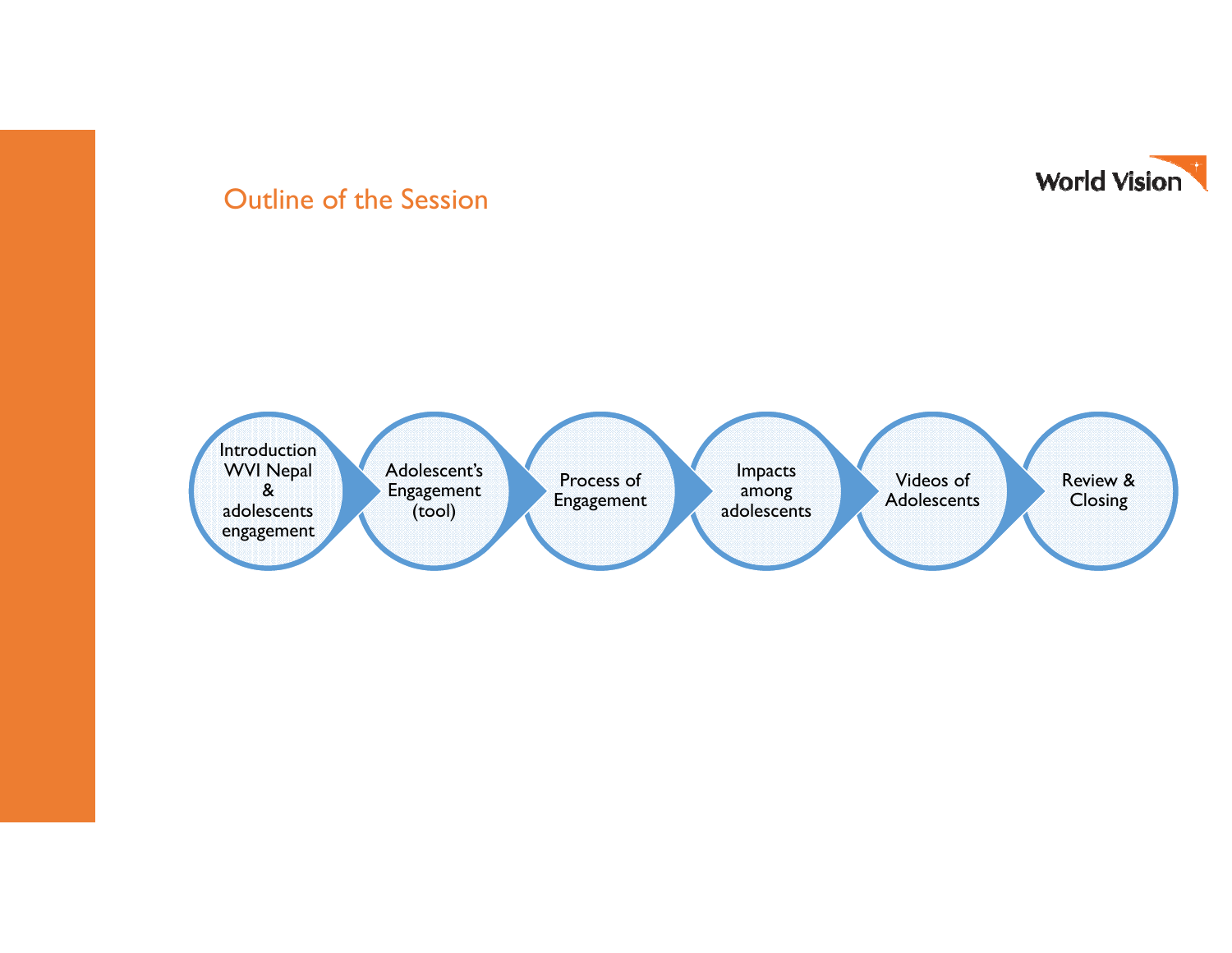## Outline of the Session

World Vision

1. Introduction WVI Nepal & adolescents engagement
2. Adolescent's Engagement (tool)
3. Process of Engagement
4. Impacts among adolescents
5. Videos of Adolescents
6. Review & Closing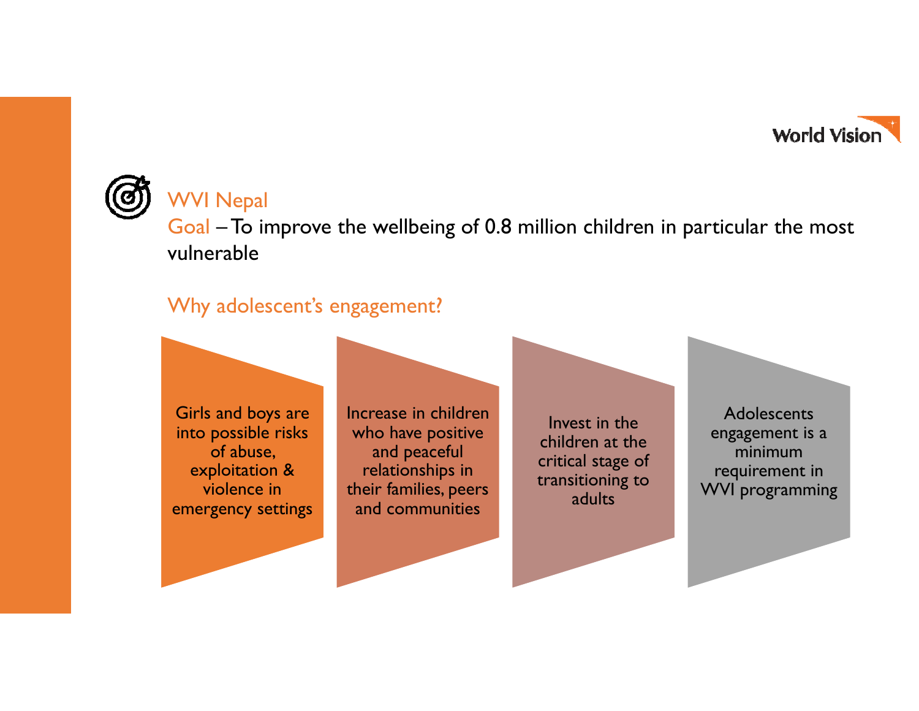## WVI Nepal

**Goal** – To improve the wellbeing of 0.8 million children in particular the most vulnerable

### Why adolescent's engagement?

- Girls and boys are into possible risks of abuse, exploitation & violence in emergency settings
- Increase in children who have positive and peaceful relationships in their families, peers and communities
- Invest in the children at the critical stage of transitioning to adults
- Adolescents engagement is a minimum requirement in WVI programming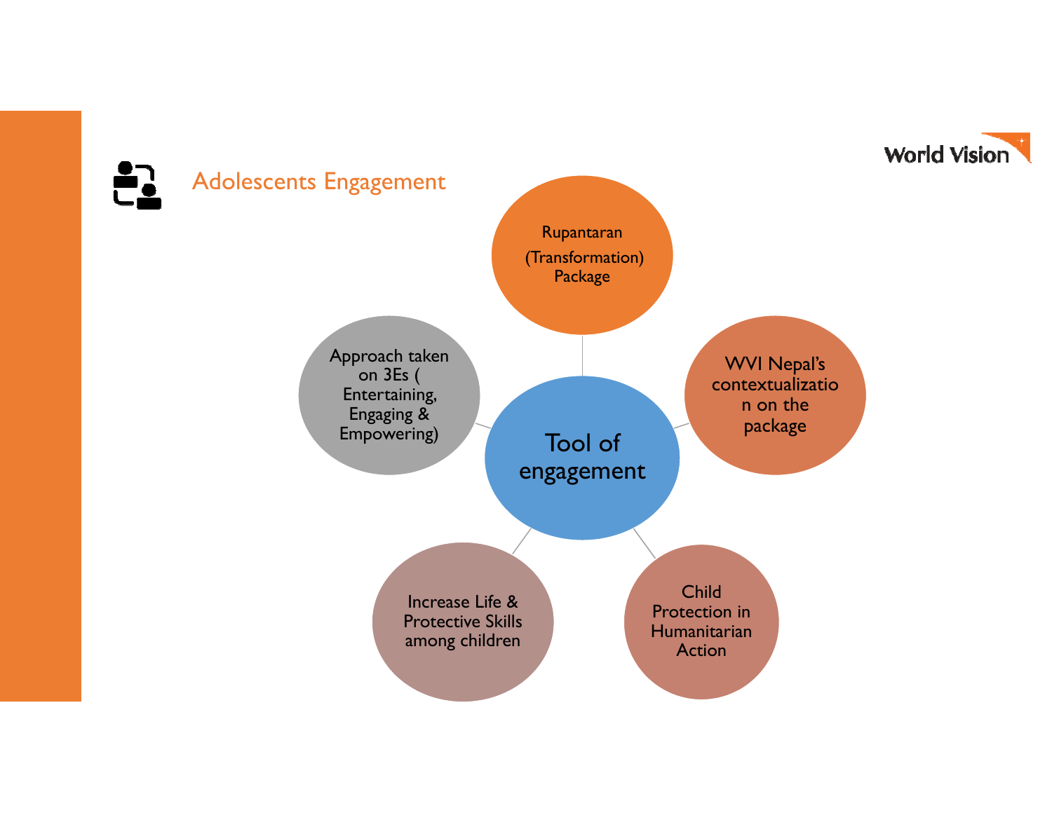## Adolescents Engagement

**Tool of engagement**

- Rupantaran (Transformation) Package
- WVI Nepal's contextualization on the package
- Child Protection in Humanitarian Action
- Increase Life & Protective Skills among children
- Approach taken on 3Es ( Entertaining, Engaging & Empowering)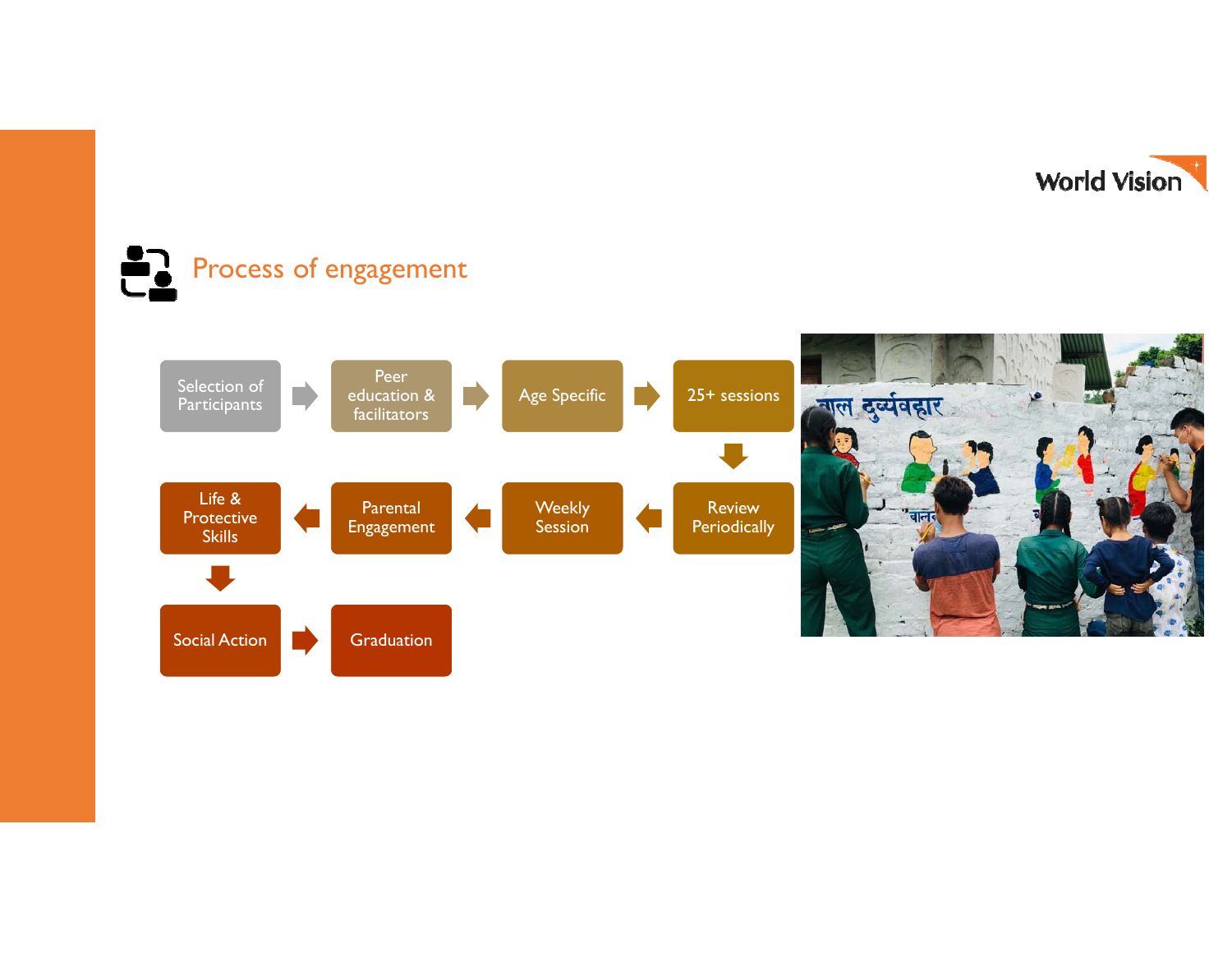## Process of engagement

1. Selection of Participants
2. Peer education & facilitators
3. Age Specific
4. 25+ sessions
5. Review Periodically
6. Weekly Session
7. Parental Engagement
8. Life & Protective Skills
9. Social Action
10. Graduation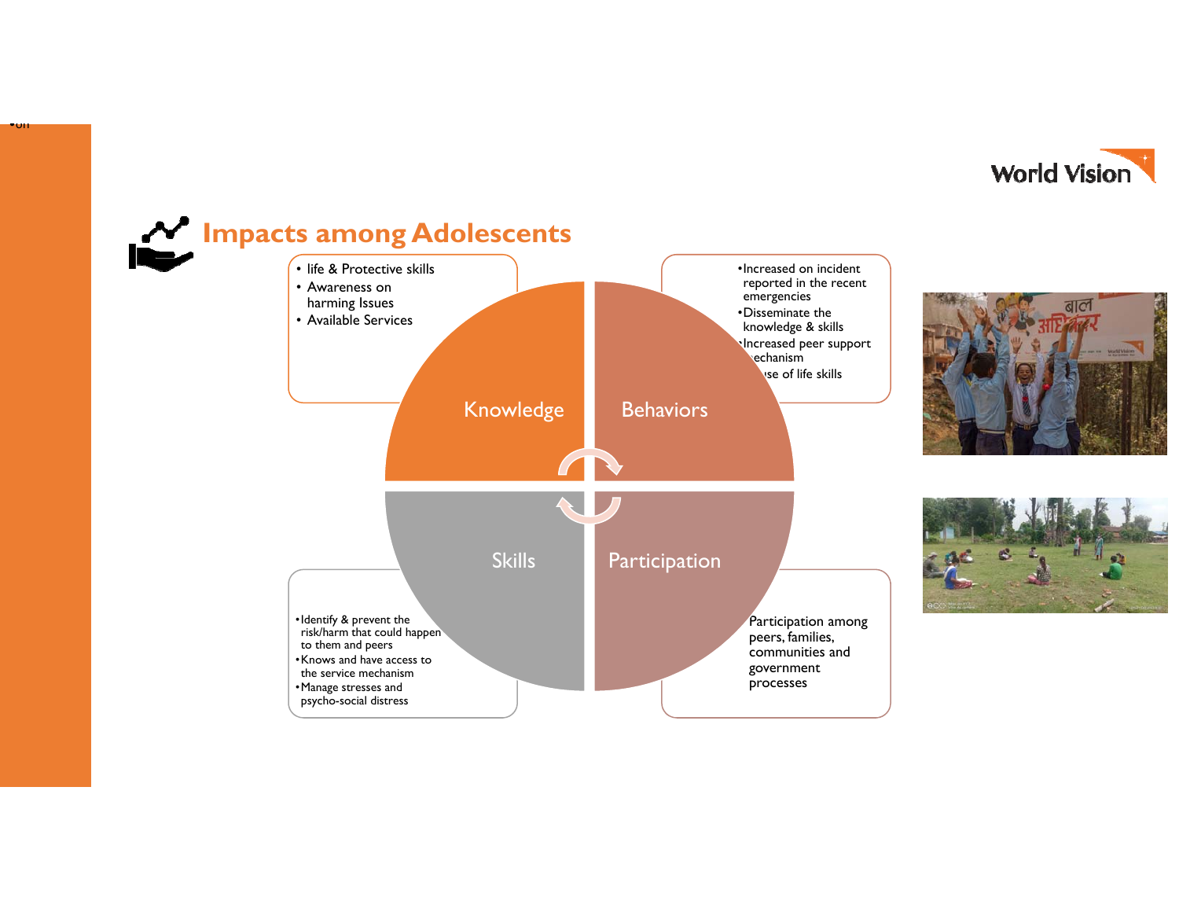# Impacts among Adolescents

**Knowledge**

- life & Protective skills
- Awareness on harming Issues
- Available Services

**Behaviors**

- Increased on incident reported in the recent emergencies
- Disseminate the knowledge & skills
- Increased peer support mechanism
- Use of life skills

**Skills**

- Identify & prevent the risk/harm that could happen to them and peers
- Knows and have access to the service mechanism
- Manage stresses and psycho-social distress

**Participation**

Participation among peers, families, communities and government processes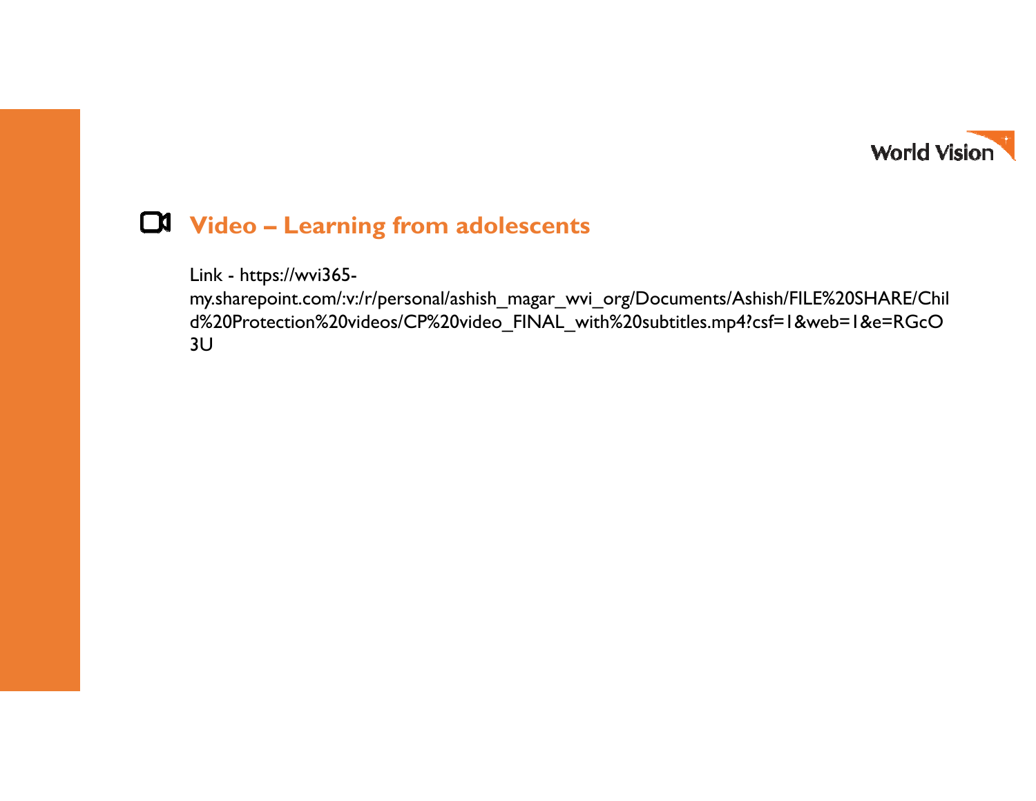## Video – Learning from adolescents

Link - https://wvi365-my.sharepoint.com/:v:/r/personal/ashish_magar_wvi_org/Documents/Ashish/FILE%20SHARE/Child%20Protection%20videos/CP%20video_FINAL_with%20subtitles.mp4?csf=1&web=1&e=RGcO3U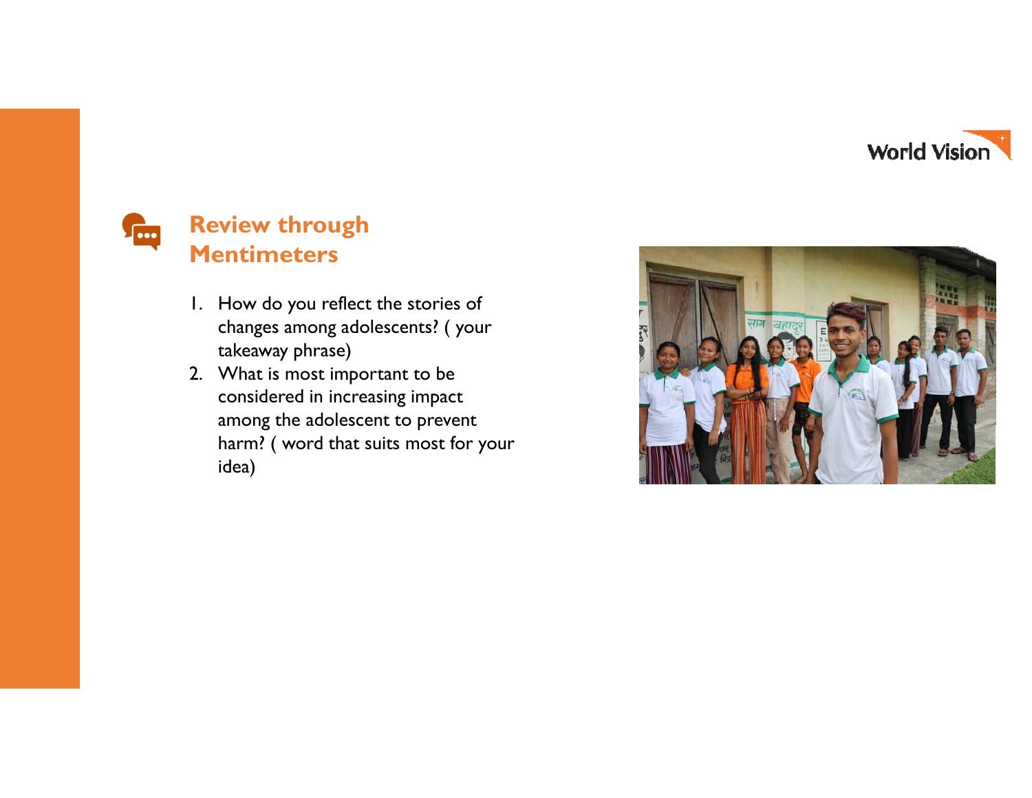## Review through Mentimeters

1. How do you reflect the stories of changes among adolescents? ( your takeaway phrase)
2. What is most important to be considered in increasing impact among the adolescent to prevent harm? ( word that suits most for your idea)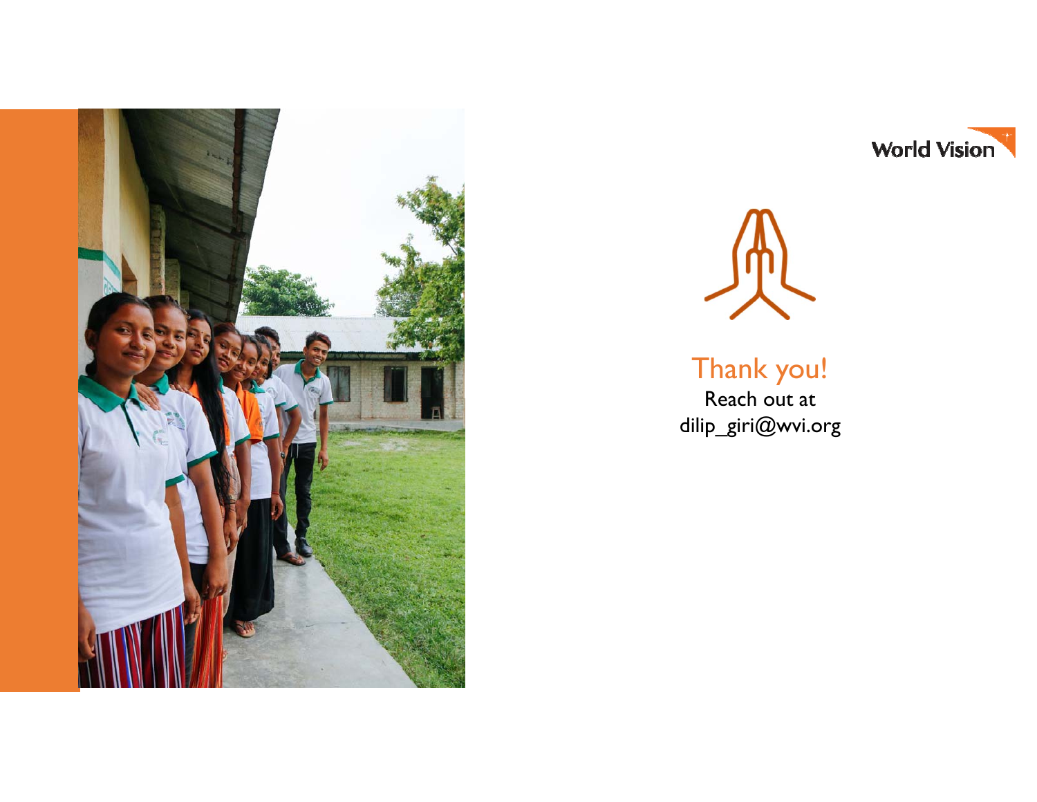World Vision

Thank you!

Reach out at
dilip_giri@wvi.org